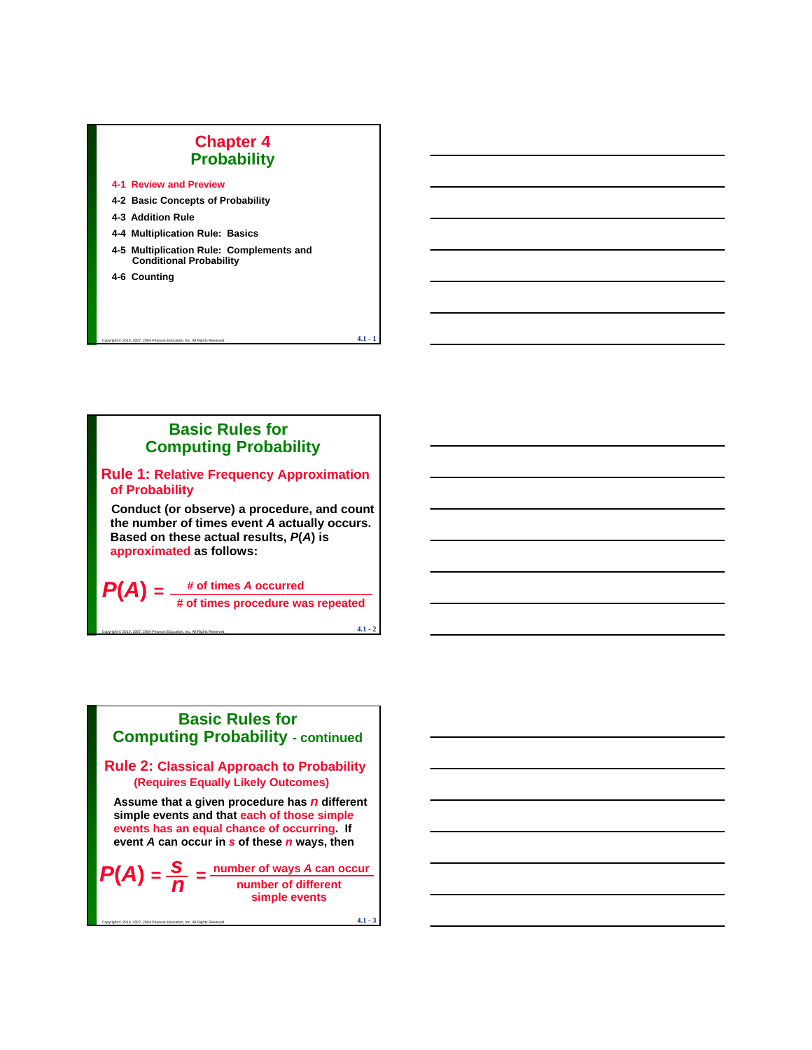# Chapter 4
# Probability

4-1 Review and Preview

4-2 Basic Concepts of Probability

4-3 Addition Rule

4-4 Multiplication Rule: Basics

4-5 Multiplication Rule: Complements and Conditional Probability

4-6 Counting

## Basic Rules for Computing Probability

### Rule 1: Relative Frequency Approximation of Probability

Conduct (or observe) a procedure, and count the number of times event $A$ actually occurs. Based on these actual results, $P(A)$ is approximated as follows:

$$P(A) = \frac{\text{\# of times } A \text{ occurred}}{\text{\# of times procedure was repeated}}$$

## Basic Rules for Computing Probability - continued

### Rule 2: Classical Approach to Probability (Requires Equally Likely Outcomes)

Assume that a given procedure has $n$ different simple events and that each of those simple events has an equal chance of occurring. If event $A$ can occur in $s$ of these $n$ ways, then

$$P(A) = \frac{s}{n} = \frac{\text{number of ways } A \text{ can occur}}{\text{number of different simple events}}$$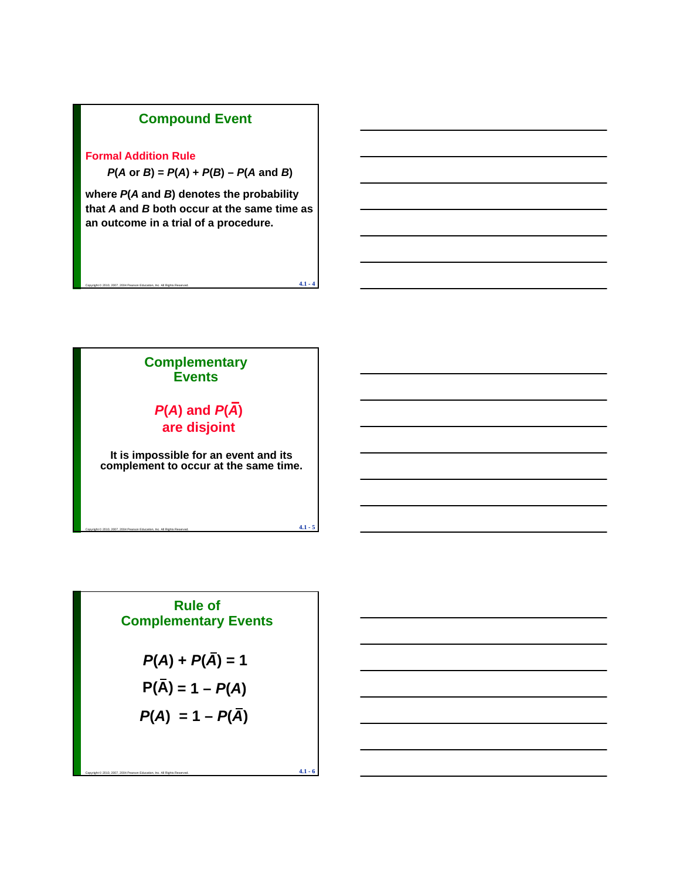## Compound Event

**Formal Addition Rule**

$$P(A \text{ or } B) = P(A) + P(B) - P(A \text{ and } B)$$

**where $P(A \text{ and } B)$ denotes the probability that $A$ and $B$ both occur at the same time as an outcome in a trial of a procedure.**

## Complementary Events

**$P(A)$ and $P(\bar{A})$ are disjoint**

**It is impossible for an event and its complement to occur at the same time.**

## Rule of Complementary Events

$$P(A) + P(\bar{A}) = 1$$

$$P(\bar{A}) = 1 - P(A)$$

$$P(A) = 1 - P(\bar{A})$$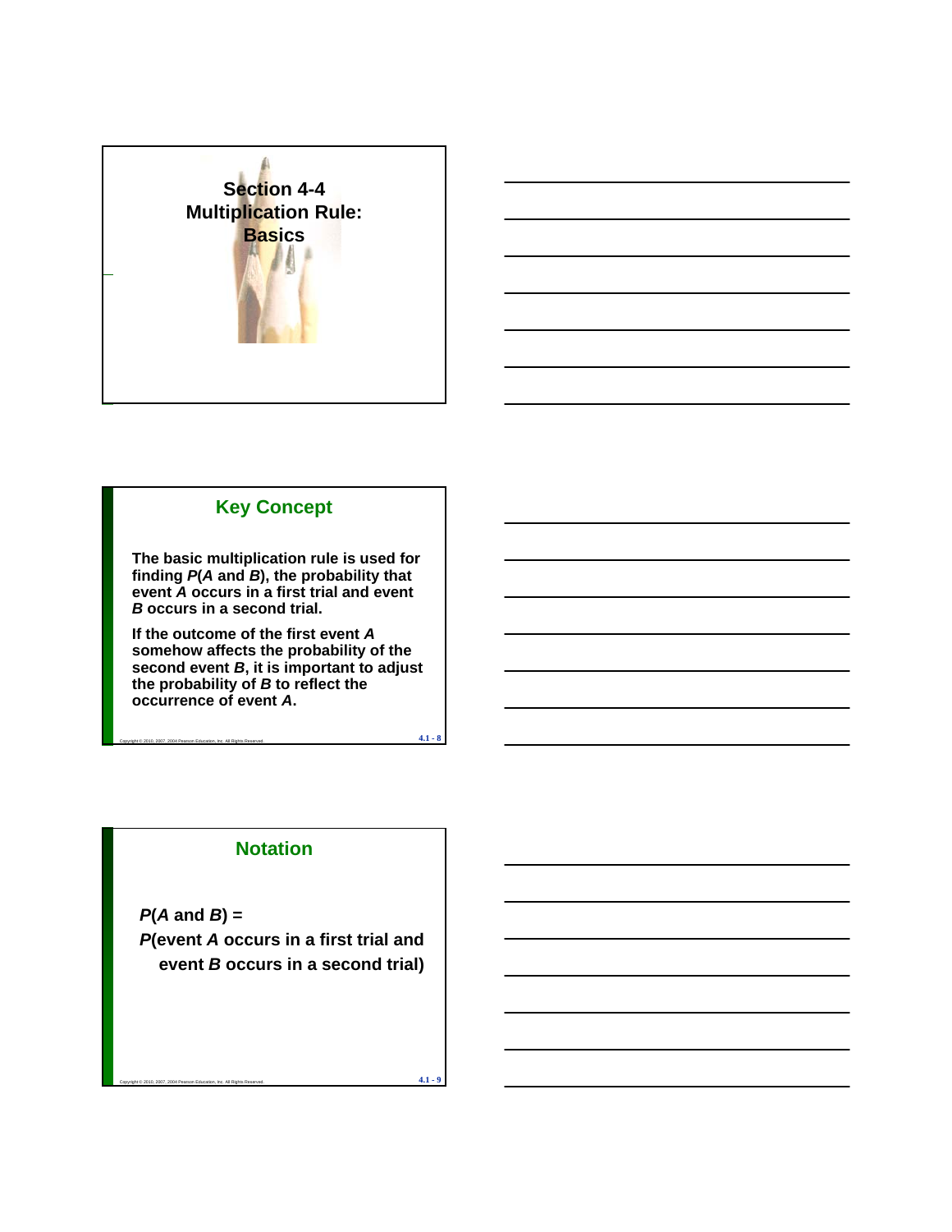## Section 4-4 Multiplication Rule: Basics

## Key Concept

**The basic multiplication rule is used for finding *P*(*A* and *B*), the probability that event *A* occurs in a first trial and event *B* occurs in a second trial.**

**If the outcome of the first event *A* somehow affects the probability of the second event *B*, it is important to adjust the probability of *B* to reflect the occurrence of event *A*.**

## Notation

***P*(*A* and *B*) =**

***P*(event *A* occurs in a first trial and event *B* occurs in a second trial)**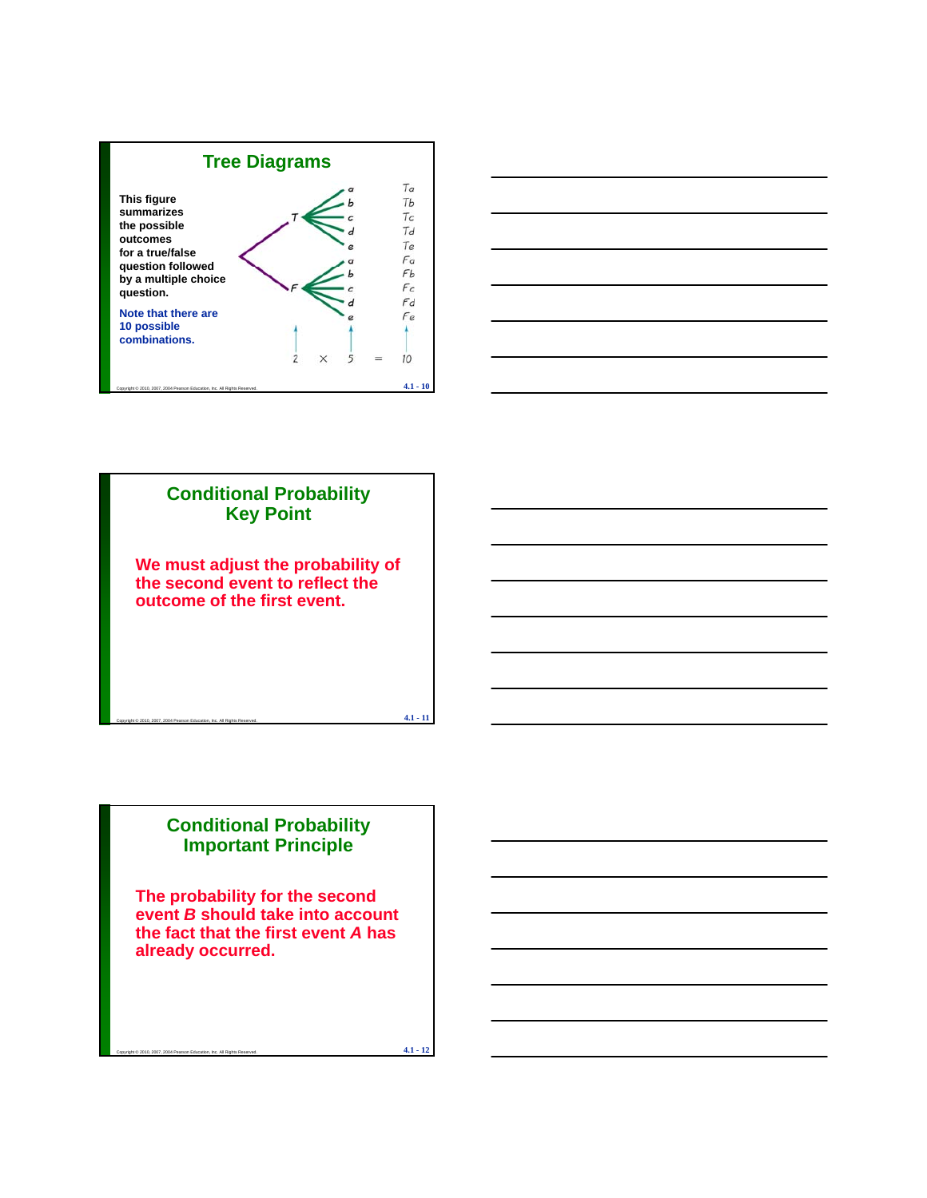## Tree Diagrams

This figure summarizes the possible outcomes for a true/false question followed by a multiple choice question.

Note that there are 10 possible combinations.

| | | Outcome |
|---|---|---|
| T | a | Ta |
| | b | Tb |
| | c | Tc |
| | d | Td |
| | e | Te |
| F | a | Fa |
| | b | Fb |
| | c | Fc |
| | d | Fd |
| | e | Fe |

$2 \times 5 = 10$

## Conditional Probability Key Point

**We must adjust the probability of the second event to reflect the outcome of the first event.**

## Conditional Probability Important Principle

**The probability for the second event *B* should take into account the fact that the first event *A* has already occurred.**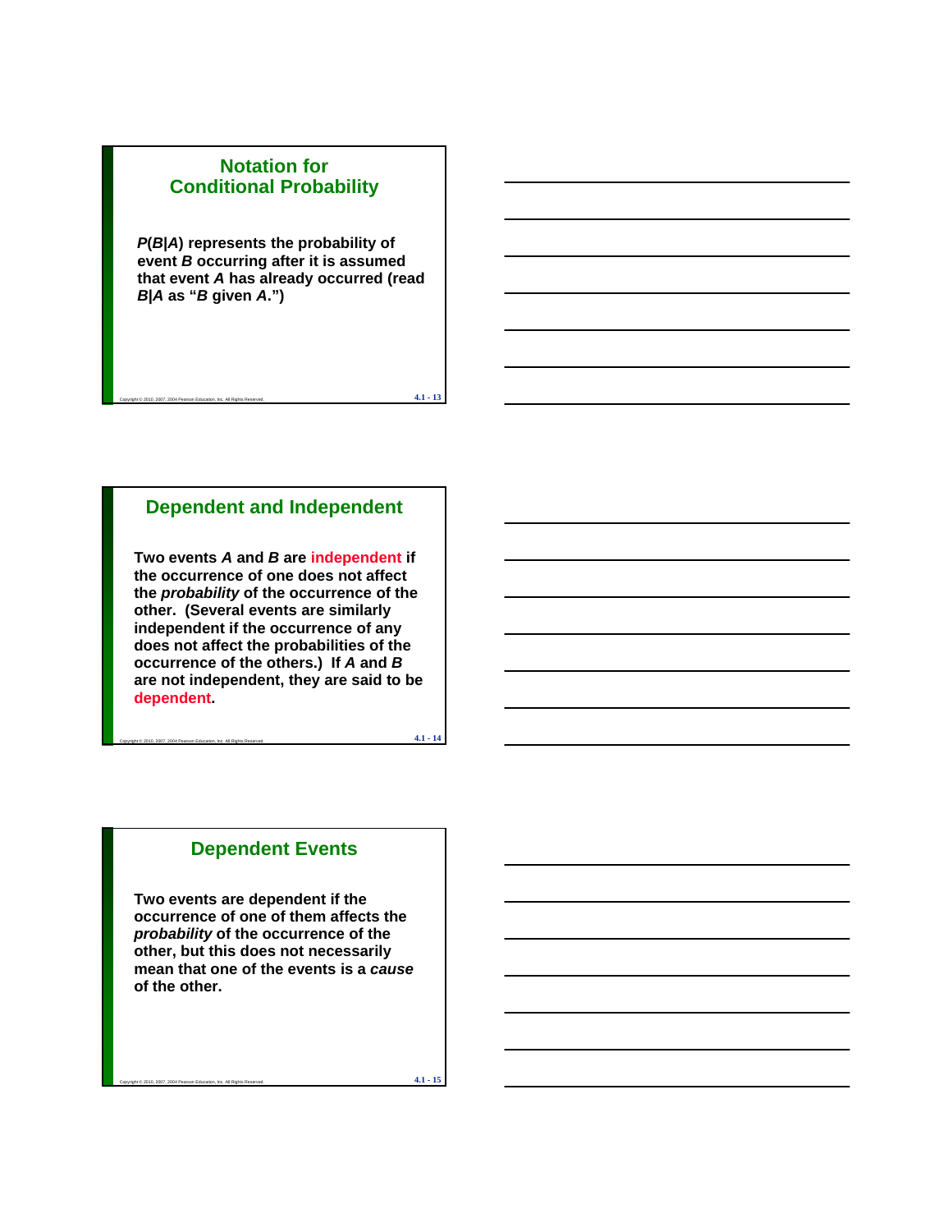## Notation for Conditional Probability

$P(B|A)$ represents the probability of event $B$ occurring after it is assumed that event $A$ has already occurred (read $B|A$ as "$B$ given $A$.")

## Dependent and Independent

Two events $A$ and $B$ are **independent** if the occurrence of one does not affect the ***probability*** of the occurrence of the other. (Several events are similarly independent if the occurrence of any does not affect the probabilities of the occurrence of the others.) If $A$ and $B$ are not independent, they are said to be **dependent**.

## Dependent Events

Two events are dependent if the occurrence of one of them affects the ***probability*** of the occurrence of the other, but this does not necessarily mean that one of the events is a ***cause*** of the other.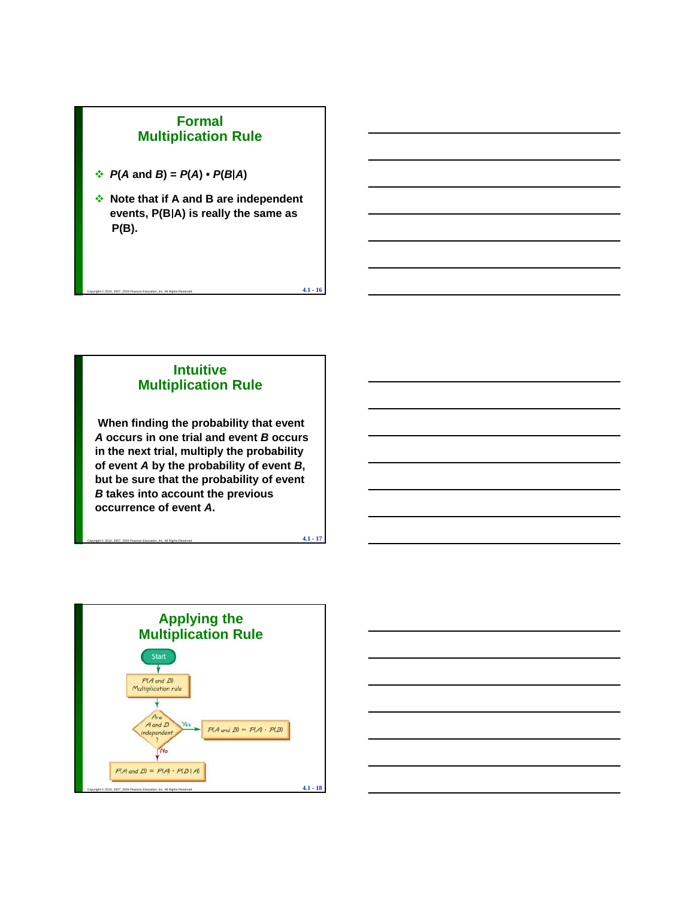## Formal Multiplication Rule

- $P(A \text{ and } B) = P(A) \cdot P(B|A)$
- Note that if A and B are independent events, $P(B|A)$ is really the same as $P(B)$.

## Intuitive Multiplication Rule

When finding the probability that event *A* occurs in one trial and event *B* occurs in the next trial, multiply the probability of event *A* by the probability of event *B*, but be sure that the probability of event *B* takes into account the previous occurrence of event *A*.

## Applying the Multiplication Rule

Start → $P(A \text{ and } B)$ Multiplication rule → Are A and B independent?

- Yes: $P(A \text{ and } B) = P(A) \cdot P(B)$
- No: $P(A \text{ and } B) = P(A) \cdot P(B|A)$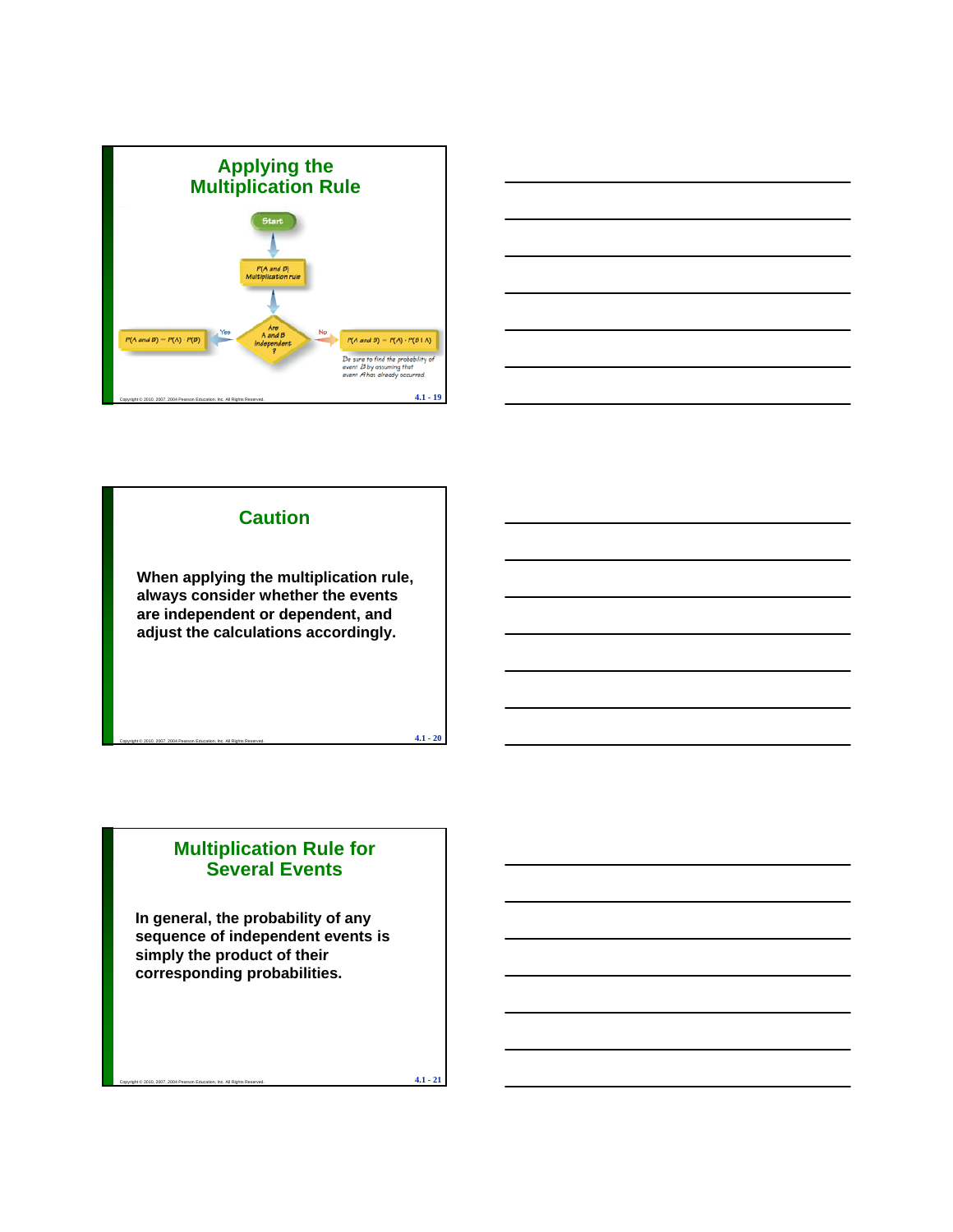## Applying the Multiplication Rule

Start

P(A and B) Multiplication rule

Are A and B independent?

Yes: $P(A \text{ and } B) = P(A) \cdot P(B)$

No: $P(A \text{ and } B) = P(A) \cdot P(B \mid A)$

Be sure to find the probability of event $B$ by assuming that event $A$ has already occurred.

## Caution

**When applying the multiplication rule, always consider whether the events are independent or dependent, and adjust the calculations accordingly.**

## Multiplication Rule for Several Events

**In general, the probability of any sequence of independent events is simply the product of their corresponding probabilities.**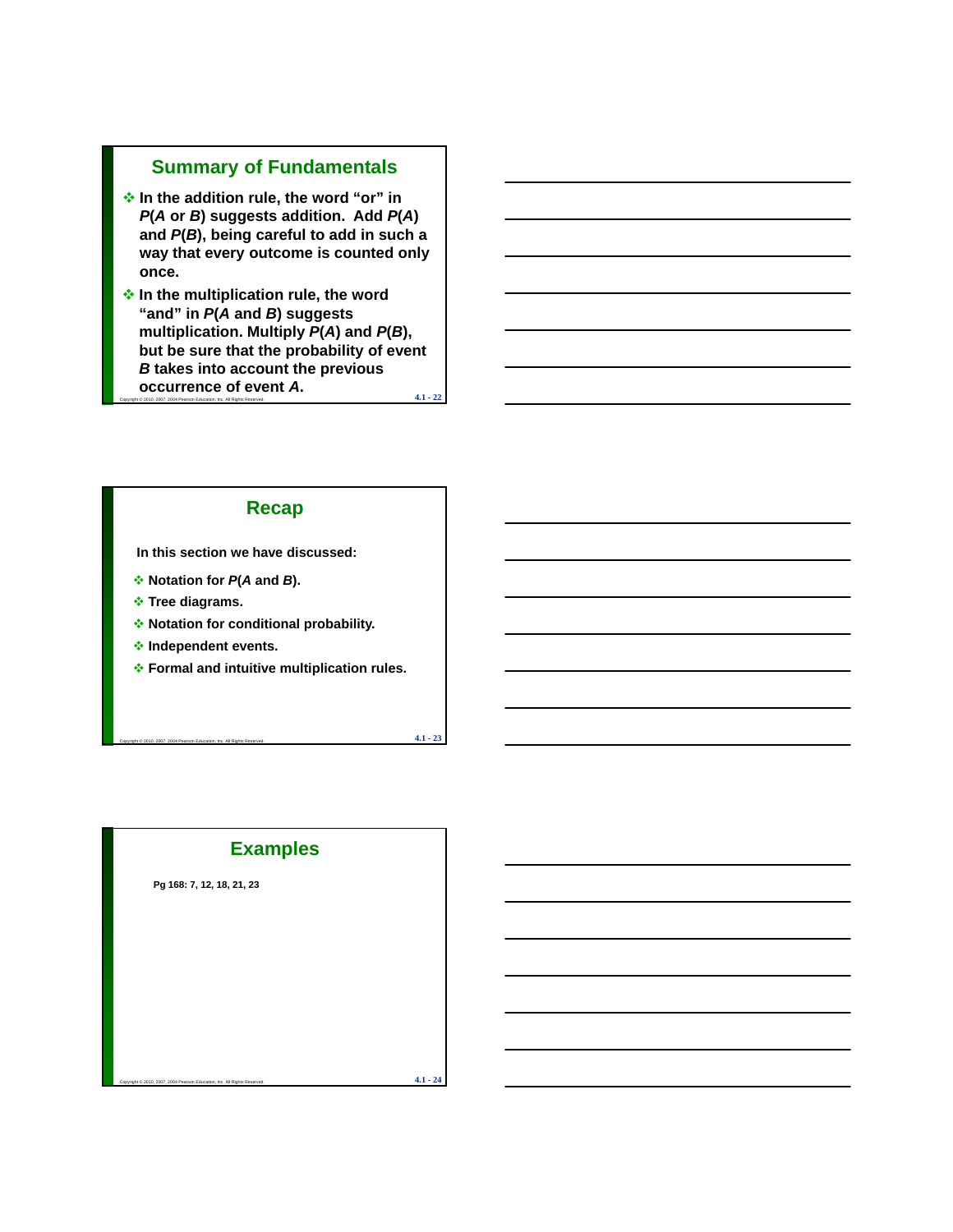## Summary of Fundamentals

- In the addition rule, the word "or" in $P(A \text{ or } B)$ suggests addition. Add $P(A)$ and $P(B)$, being careful to add in such a way that every outcome is counted only once.
- In the multiplication rule, the word "and" in $P(A \text{ and } B)$ suggests multiplication. Multiply $P(A)$ and $P(B)$, but be sure that the probability of event $B$ takes into account the previous occurrence of event $A$.

## Recap

In this section we have discussed:

- Notation for $P(A \text{ and } B)$.
- Tree diagrams.
- Notation for conditional probability.
- Independent events.
- Formal and intuitive multiplication rules.

## Examples

Pg 168: 7, 12, 18, 21, 23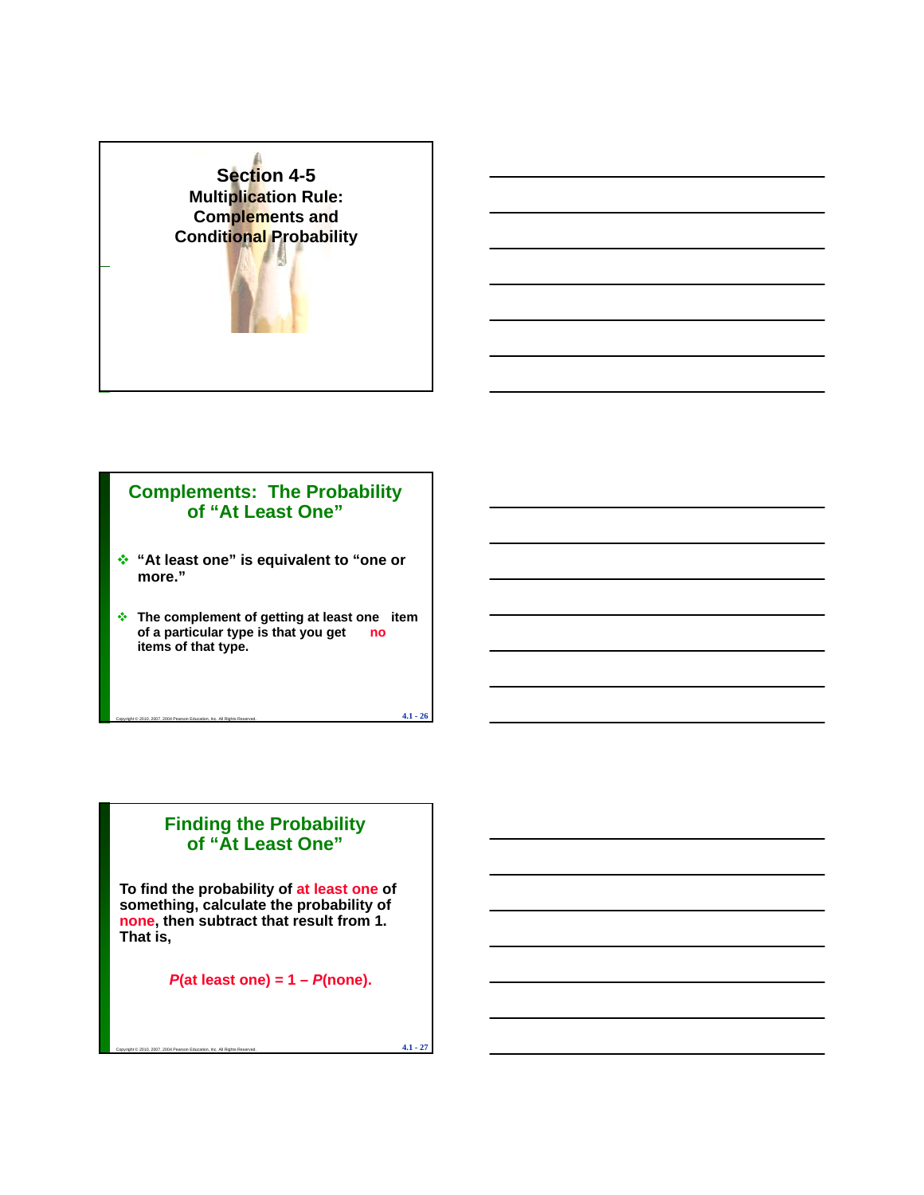# Section 4-5 Multiplication Rule: Complements and Conditional Probability

## Complements: The Probability of "At Least One"

- "At least one" is equivalent to "one or more."
- The complement of getting at least one item of a particular type is that you get **no** items of that type.

## Finding the Probability of "At Least One"

To find the probability of **at least one** of something, calculate the probability of **none**, then subtract that result from 1. That is,

*P*(at least one) = 1 – *P*(none).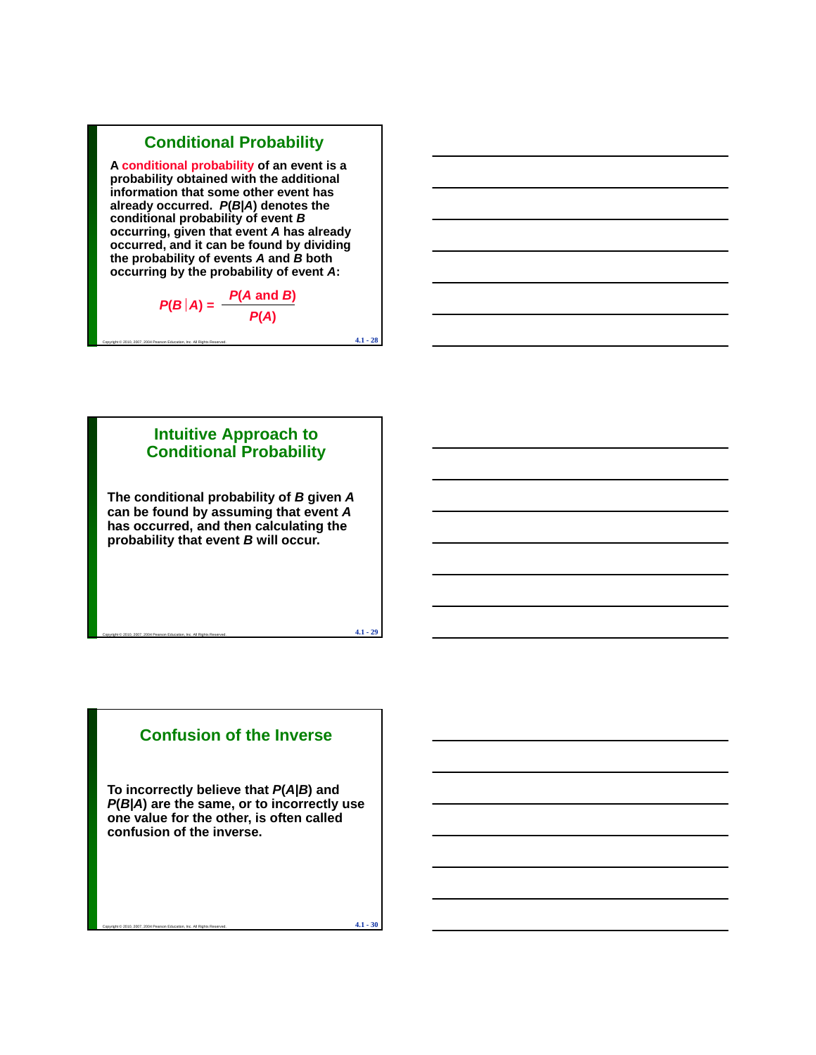## Conditional Probability

A **conditional probability** of an event is a probability obtained with the additional information that some other event has already occurred. $P(B|A)$ denotes the conditional probability of event $B$ occurring, given that event $A$ has already occurred, and it can be found by dividing the probability of events $A$ and $B$ both occurring by the probability of event $A$:

$$P(B|A) = \frac{P(A \text{ and } B)}{P(A)}$$

## Intuitive Approach to Conditional Probability

The conditional probability of $B$ given $A$ can be found by assuming that event $A$ has occurred, and then calculating the probability that event $B$ will occur.

## Confusion of the Inverse

To incorrectly believe that $P(A|B)$ and $P(B|A)$ are the same, or to incorrectly use one value for the other, is often called confusion of the inverse.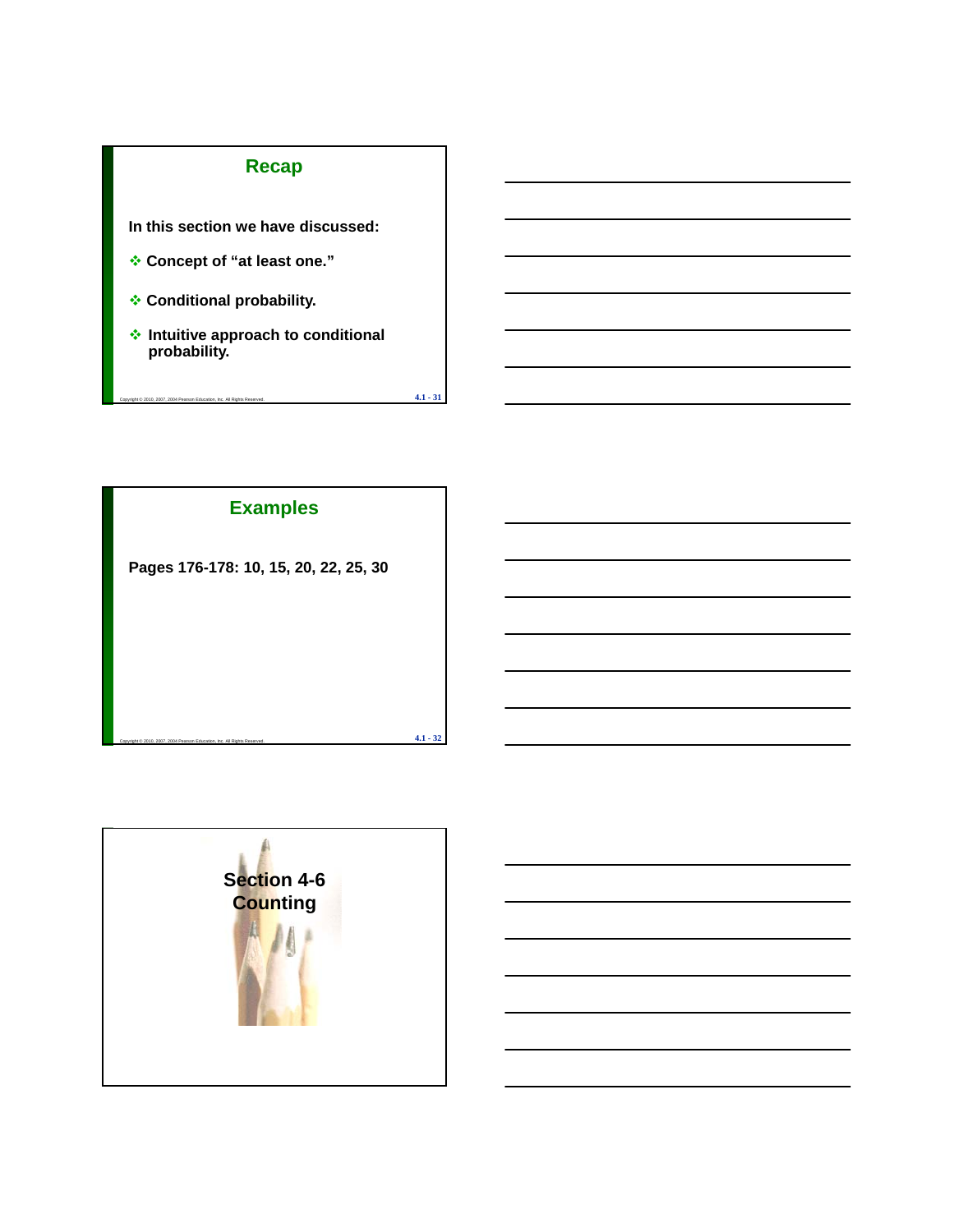## Recap

In this section we have discussed:

- Concept of "at least one."
- Conditional probability.
- Intuitive approach to conditional probability.

## Examples

Pages 176-178: 10, 15, 20, 22, 25, 30

# Section 4-6 Counting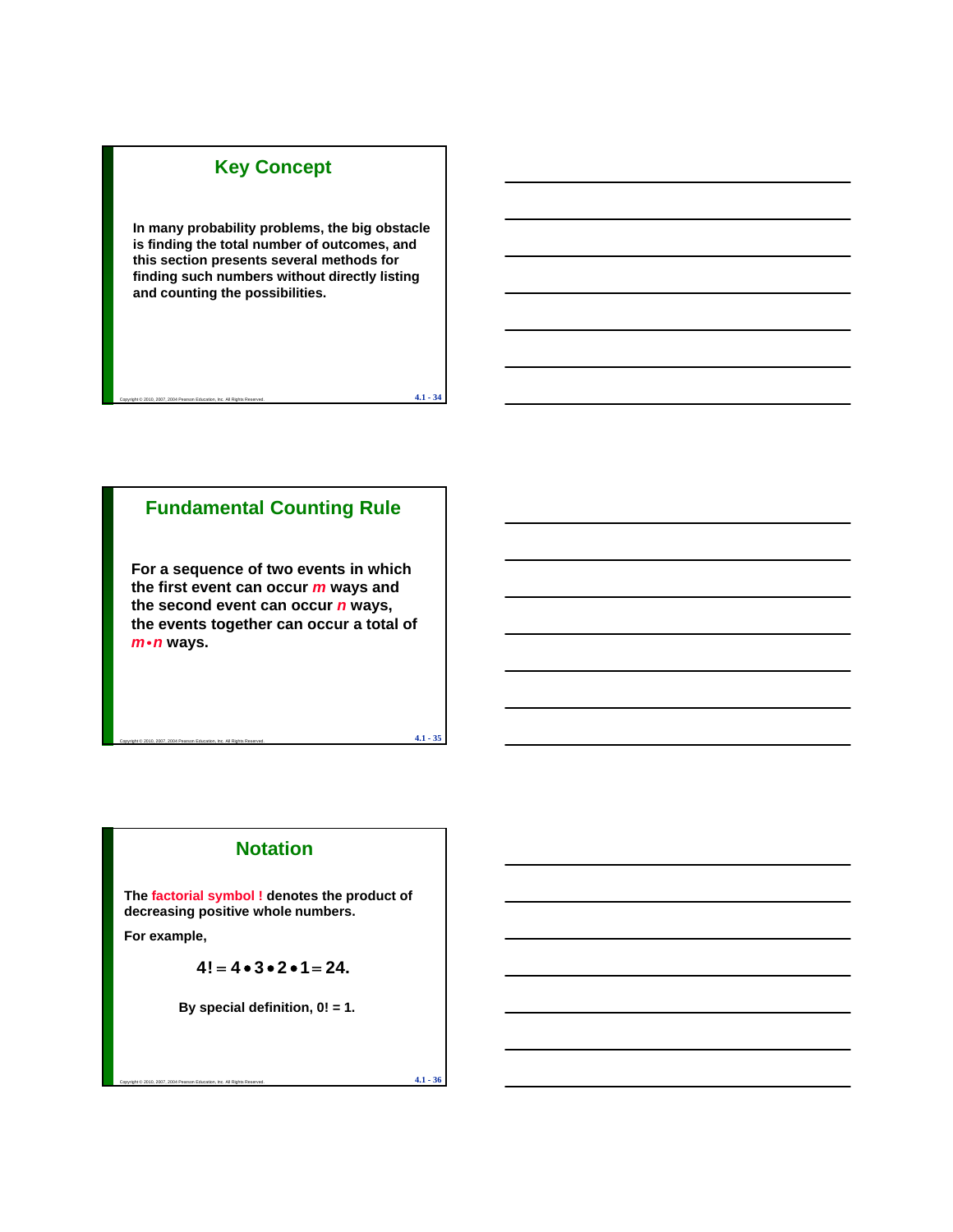## Key Concept

**In many probability problems, the big obstacle is finding the total number of outcomes, and this section presents several methods for finding such numbers without directly listing and counting the possibilities.**

## Fundamental Counting Rule

**For a sequence of two events in which the first event can occur $m$ ways and the second event can occur $n$ ways, the events together can occur a total of $m \cdot n$ ways.**

## Notation

**The factorial symbol ! denotes the product of decreasing positive whole numbers.**

**For example,**

$$4! = 4 \bullet 3 \bullet 2 \bullet 1 = 24.$$

**By special definition, 0! = 1.**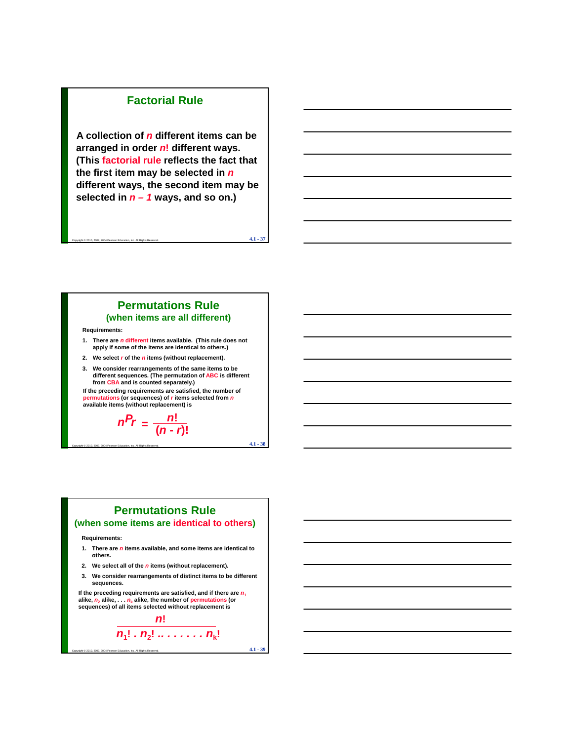## Factorial Rule

A collection of $n$ different items can be arranged in order $n!$ different ways. (This factorial rule reflects the fact that the first item may be selected in $n$ different ways, the second item may be selected in $n - 1$ ways, and so on.)

## Permutations Rule
### (when items are all different)

Requirements:

1. There are $n$ different items available. (This rule does not apply if some of the items are identical to others.)
2. We select $r$ of the $n$ items (without replacement).
3. We consider rearrangements of the same items to be different sequences. (The permutation of ABC is different from CBA and is counted separately.)

If the preceding requirements are satisfied, the number of permutations (or sequences) of $r$ items selected from $n$ available items (without replacement) is

$$_nP_r = \frac{n!}{(n - r)!}$$

## Permutations Rule
### (when some items are identical to others)

Requirements:

1. There are $n$ items available, and some items are identical to others.
2. We select all of the $n$ items (without replacement).
3. We consider rearrangements of distinct items to be different sequences.

If the preceding requirements are satisfied, and if there are $n_1$ alike, $n_2$ alike, . . . $n_k$ alike, the number of permutations (or sequences) of all items selected without replacement is

$$\frac{n!}{n_1! \, . \, n_2! \, .. \, . \, . \, . \, . \, . \, . \, n_k!}$$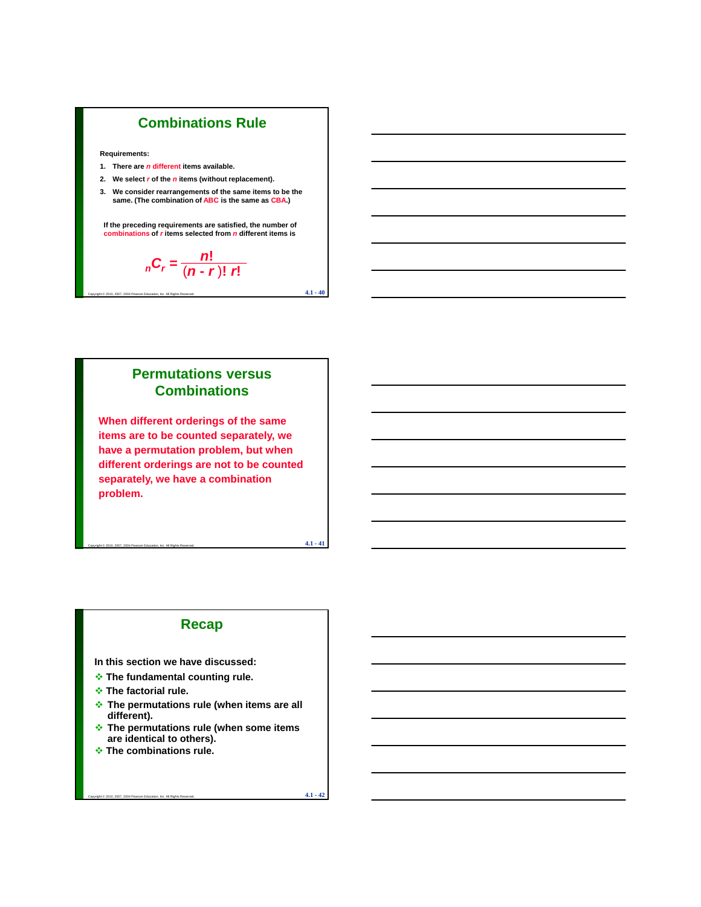## Combinations Rule

**Requirements:**

1. There are $n$ different items available.
2. We select $r$ of the $n$ items (without replacement).
3. We consider rearrangements of the same items to be the same. (The combination of ABC is the same as CBA.)

If the preceding requirements are satisfied, the number of combinations of $r$ items selected from $n$ different items is

$$_{n}C_{r} = \frac{n!}{(n-r)!\,r!}$$

## Permutations versus Combinations

**When different orderings of the same items are to be counted separately, we have a permutation problem, but when different orderings are not to be counted separately, we have a combination problem.**

## Recap

In this section we have discussed:

- The fundamental counting rule.
- The factorial rule.
- The permutations rule (when items are all different).
- The permutations rule (when some items are identical to others).
- The combinations rule.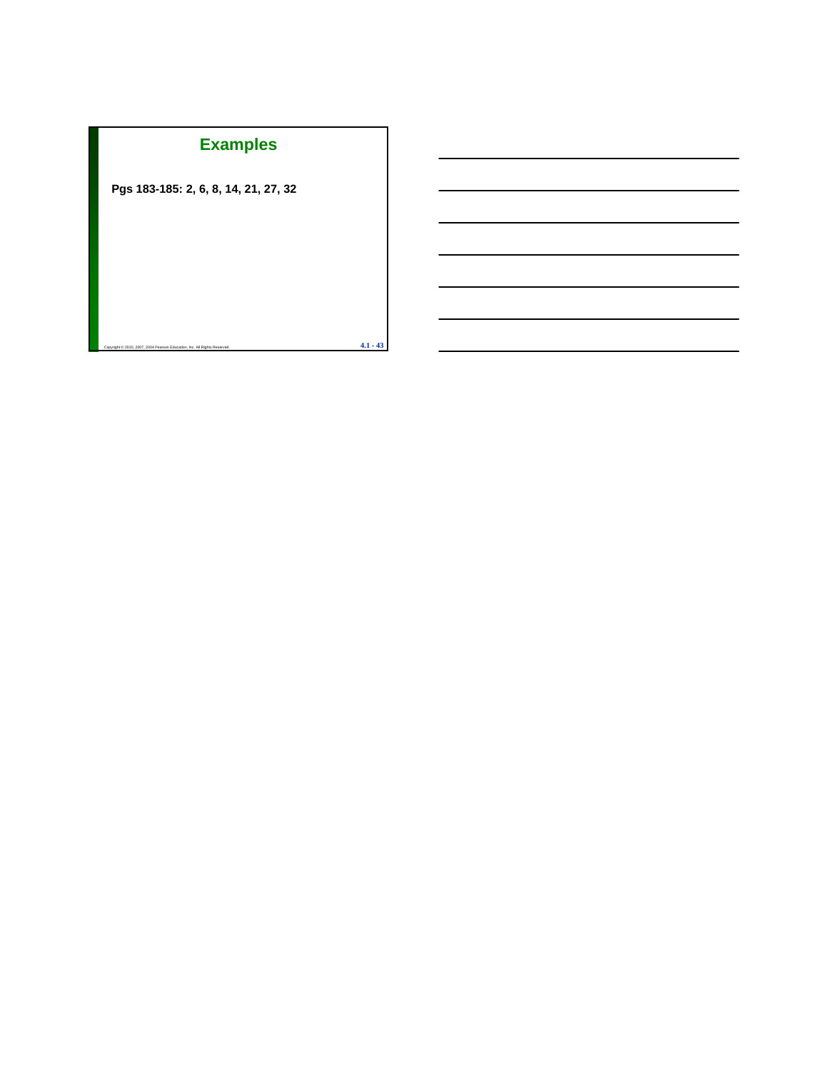## Examples

**Pgs 183-185: 2, 6, 8, 14, 21, 27, 32**